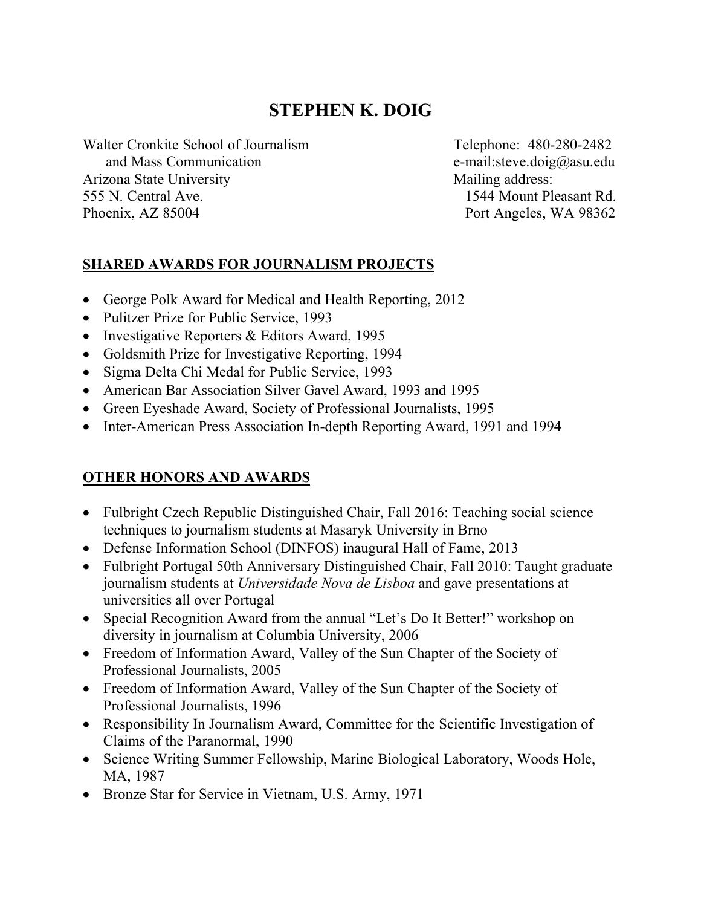# STEPHEN K. DOIG

Walter Cronkite School of Journalism
and Mass Communication
Arizona State University
555 N. Central Ave.
Phoenix, AZ 85004

Telephone: 480-280-2482
e-mail:steve.doig@asu.edu
Mailing address:
1544 Mount Pleasant Rd.
Port Angeles, WA 98362

## SHARED AWARDS FOR JOURNALISM PROJECTS

- George Polk Award for Medical and Health Reporting, 2012
- Pulitzer Prize for Public Service, 1993
- Investigative Reporters & Editors Award, 1995
- Goldsmith Prize for Investigative Reporting, 1994
- Sigma Delta Chi Medal for Public Service, 1993
- American Bar Association Silver Gavel Award, 1993 and 1995
- Green Eyeshade Award, Society of Professional Journalists, 1995
- Inter-American Press Association In-depth Reporting Award, 1991 and 1994

## OTHER HONORS AND AWARDS

- Fulbright Czech Republic Distinguished Chair, Fall 2016: Teaching social science techniques to journalism students at Masaryk University in Brno
- Defense Information School (DINFOS) inaugural Hall of Fame, 2013
- Fulbright Portugal 50th Anniversary Distinguished Chair, Fall 2010: Taught graduate journalism students at *Universidade Nova de Lisboa* and gave presentations at universities all over Portugal
- Special Recognition Award from the annual "Let's Do It Better!" workshop on diversity in journalism at Columbia University, 2006
- Freedom of Information Award, Valley of the Sun Chapter of the Society of Professional Journalists, 2005
- Freedom of Information Award, Valley of the Sun Chapter of the Society of Professional Journalists, 1996
- Responsibility In Journalism Award, Committee for the Scientific Investigation of Claims of the Paranormal, 1990
- Science Writing Summer Fellowship, Marine Biological Laboratory, Woods Hole, MA, 1987
- Bronze Star for Service in Vietnam, U.S. Army, 1971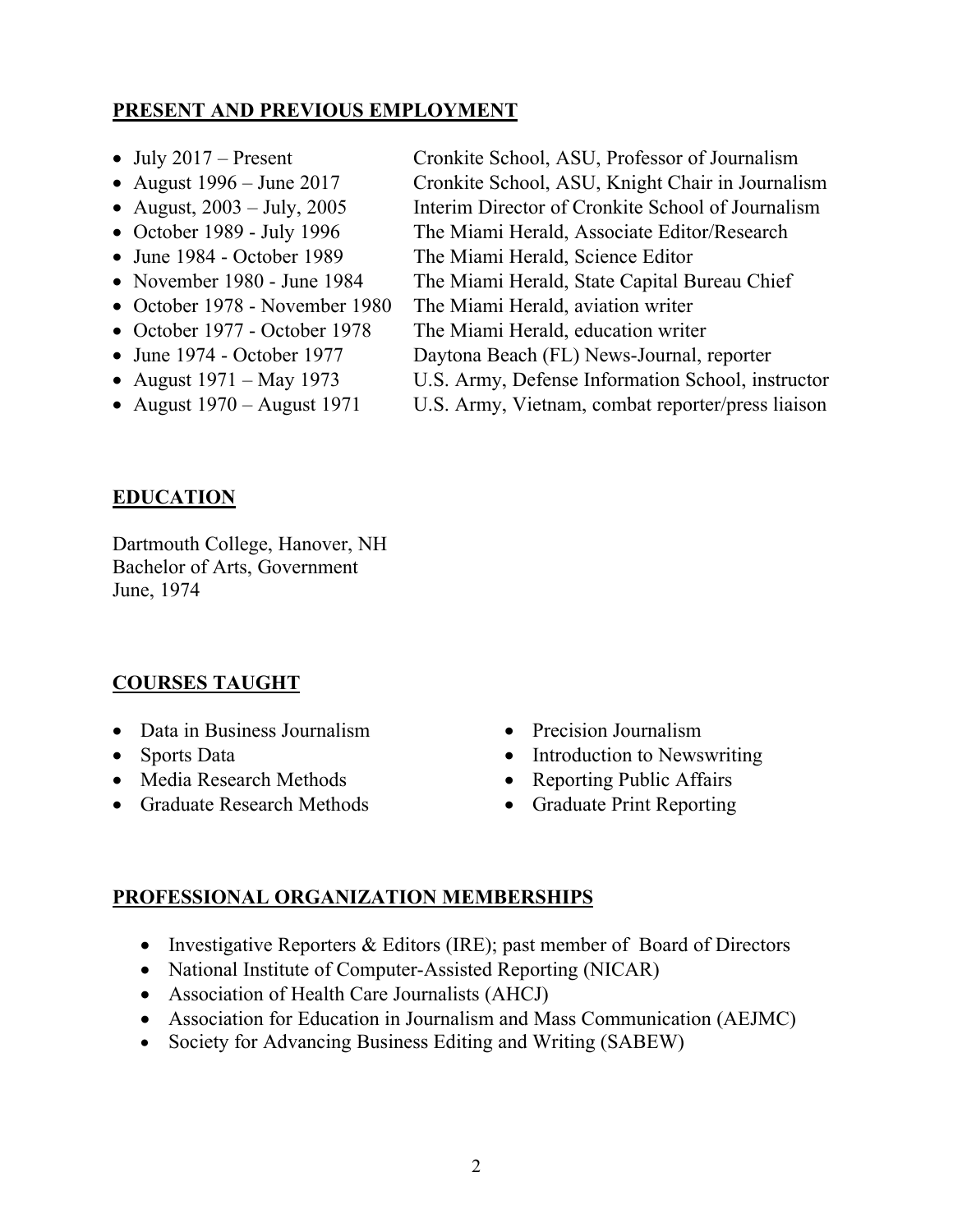## PRESENT AND PREVIOUS EMPLOYMENT

- July 2017 – Present — Cronkite School, ASU, Professor of Journalism
- August 1996 – June 2017 — Cronkite School, ASU, Knight Chair in Journalism
- August, 2003 – July, 2005 — Interim Director of Cronkite School of Journalism
- October 1989 - July 1996 — The Miami Herald, Associate Editor/Research
- June 1984 - October 1989 — The Miami Herald, Science Editor
- November 1980 - June 1984 — The Miami Herald, State Capital Bureau Chief
- October 1978 - November 1980 — The Miami Herald, aviation writer
- October 1977 - October 1978 — The Miami Herald, education writer
- June 1974 - October 1977 — Daytona Beach (FL) News-Journal, reporter
- August 1971 – May 1973 — U.S. Army, Defense Information School, instructor
- August 1970 – August 1971 — U.S. Army, Vietnam, combat reporter/press liaison

## EDUCATION

Dartmouth College, Hanover, NH
Bachelor of Arts, Government
June, 1974

## COURSES TAUGHT

- Data in Business Journalism
- Sports Data
- Media Research Methods
- Graduate Research Methods
- Precision Journalism
- Introduction to Newswriting
- Reporting Public Affairs
- Graduate Print Reporting

## PROFESSIONAL ORGANIZATION MEMBERSHIPS

- Investigative Reporters & Editors (IRE); past member of Board of Directors
- National Institute of Computer-Assisted Reporting (NICAR)
- Association of Health Care Journalists (AHCJ)
- Association for Education in Journalism and Mass Communication (AEJMC)
- Society for Advancing Business Editing and Writing (SABEW)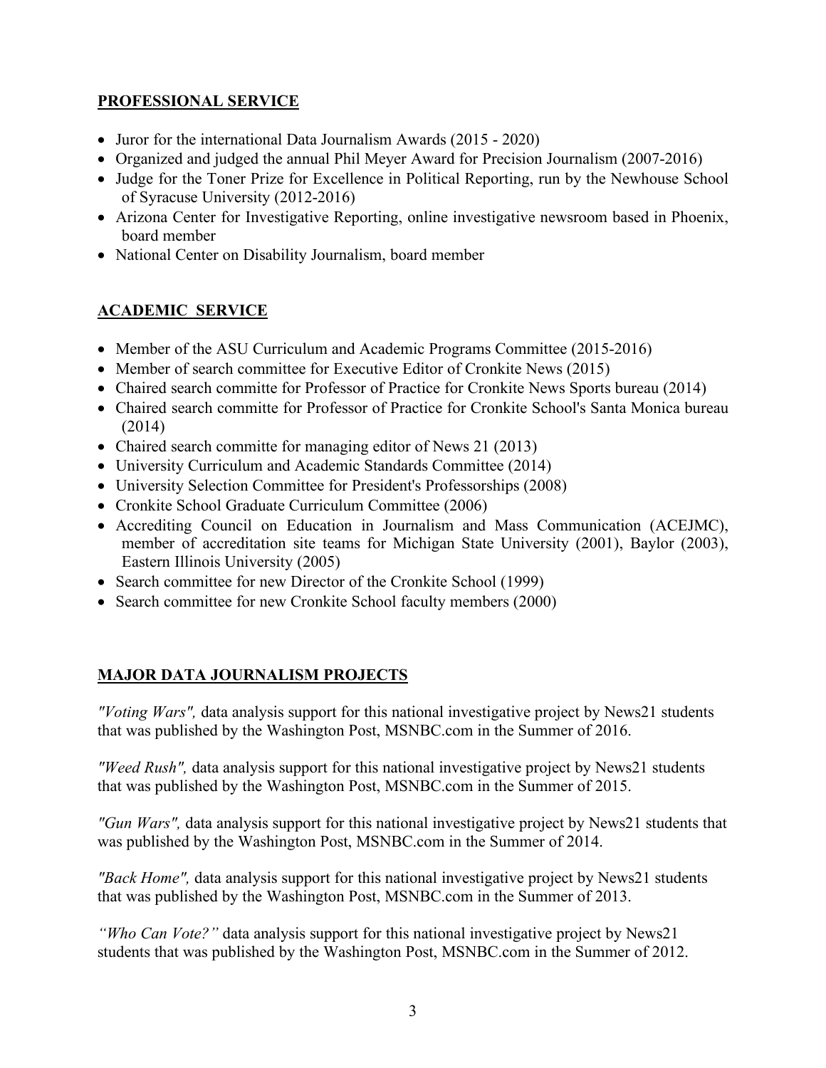## PROFESSIONAL SERVICE

- Juror for the international Data Journalism Awards (2015 - 2020)
- Organized and judged the annual Phil Meyer Award for Precision Journalism (2007-2016)
- Judge for the Toner Prize for Excellence in Political Reporting, run by the Newhouse School of Syracuse University (2012-2016)
- Arizona Center for Investigative Reporting, online investigative newsroom based in Phoenix, board member
- National Center on Disability Journalism, board member

## ACADEMIC SERVICE

- Member of the ASU Curriculum and Academic Programs Committee (2015-2016)
- Member of search committee for Executive Editor of Cronkite News (2015)
- Chaired search committe for Professor of Practice for Cronkite News Sports bureau (2014)
- Chaired search committe for Professor of Practice for Cronkite School's Santa Monica bureau (2014)
- Chaired search committe for managing editor of News 21 (2013)
- University Curriculum and Academic Standards Committee (2014)
- University Selection Committee for President's Professorships (2008)
- Cronkite School Graduate Curriculum Committee (2006)
- Accrediting Council on Education in Journalism and Mass Communication (ACEJMC), member of accreditation site teams for Michigan State University (2001), Baylor (2003), Eastern Illinois University (2005)
- Search committee for new Director of the Cronkite School (1999)
- Search committee for new Cronkite School faculty members (2000)

## MAJOR DATA JOURNALISM PROJECTS

*"Voting Wars",* data analysis support for this national investigative project by News21 students that was published by the Washington Post, MSNBC.com in the Summer of 2016.

*"Weed Rush",* data analysis support for this national investigative project by News21 students that was published by the Washington Post, MSNBC.com in the Summer of 2015.

*"Gun Wars",* data analysis support for this national investigative project by News21 students that was published by the Washington Post, MSNBC.com in the Summer of 2014.

*"Back Home",* data analysis support for this national investigative project by News21 students that was published by the Washington Post, MSNBC.com in the Summer of 2013.

*"Who Can Vote?"* data analysis support for this national investigative project by News21 students that was published by the Washington Post, MSNBC.com in the Summer of 2012.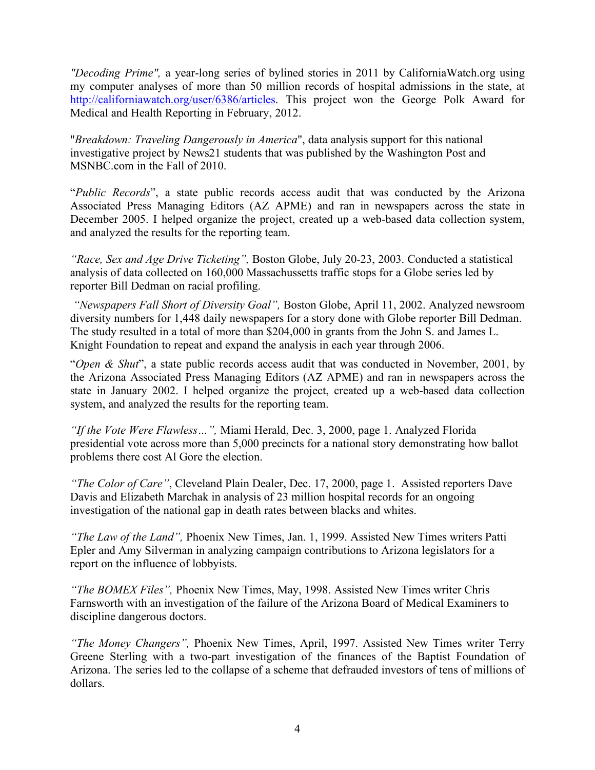*"Decoding Prime",* a year-long series of bylined stories in 2011 by CaliforniaWatch.org using my computer analyses of more than 50 million records of hospital admissions in the state, at http://californiawatch.org/user/6386/articles. This project won the George Polk Award for Medical and Health Reporting in February, 2012.

"*Breakdown: Traveling Dangerously in America*", data analysis support for this national investigative project by News21 students that was published by the Washington Post and MSNBC.com in the Fall of 2010.

"*Public Records*", a state public records access audit that was conducted by the Arizona Associated Press Managing Editors (AZ APME) and ran in newspapers across the state in December 2005. I helped organize the project, created up a web-based data collection system, and analyzed the results for the reporting team.

*"Race, Sex and Age Drive Ticketing",* Boston Globe, July 20-23, 2003. Conducted a statistical analysis of data collected on 160,000 Massachussetts traffic stops for a Globe series led by reporter Bill Dedman on racial profiling.

*"Newspapers Fall Short of Diversity Goal",* Boston Globe, April 11, 2002. Analyzed newsroom diversity numbers for 1,448 daily newspapers for a story done with Globe reporter Bill Dedman. The study resulted in a total of more than $204,000 in grants from the John S. and James L. Knight Foundation to repeat and expand the analysis in each year through 2006.

"*Open & Shut*", a state public records access audit that was conducted in November, 2001, by the Arizona Associated Press Managing Editors (AZ APME) and ran in newspapers across the state in January 2002. I helped organize the project, created up a web-based data collection system, and analyzed the results for the reporting team.

*"If the Vote Were Flawless…",* Miami Herald, Dec. 3, 2000, page 1. Analyzed Florida presidential vote across more than 5,000 precincts for a national story demonstrating how ballot problems there cost Al Gore the election.

*"The Color of Care"*, Cleveland Plain Dealer, Dec. 17, 2000, page 1. Assisted reporters Dave Davis and Elizabeth Marchak in analysis of 23 million hospital records for an ongoing investigation of the national gap in death rates between blacks and whites.

*"The Law of the Land",* Phoenix New Times, Jan. 1, 1999. Assisted New Times writers Patti Epler and Amy Silverman in analyzing campaign contributions to Arizona legislators for a report on the influence of lobbyists.

*"The BOMEX Files",* Phoenix New Times, May, 1998. Assisted New Times writer Chris Farnsworth with an investigation of the failure of the Arizona Board of Medical Examiners to discipline dangerous doctors.

*"The Money Changers",* Phoenix New Times, April, 1997. Assisted New Times writer Terry Greene Sterling with a two-part investigation of the finances of the Baptist Foundation of Arizona. The series led to the collapse of a scheme that defrauded investors of tens of millions of dollars.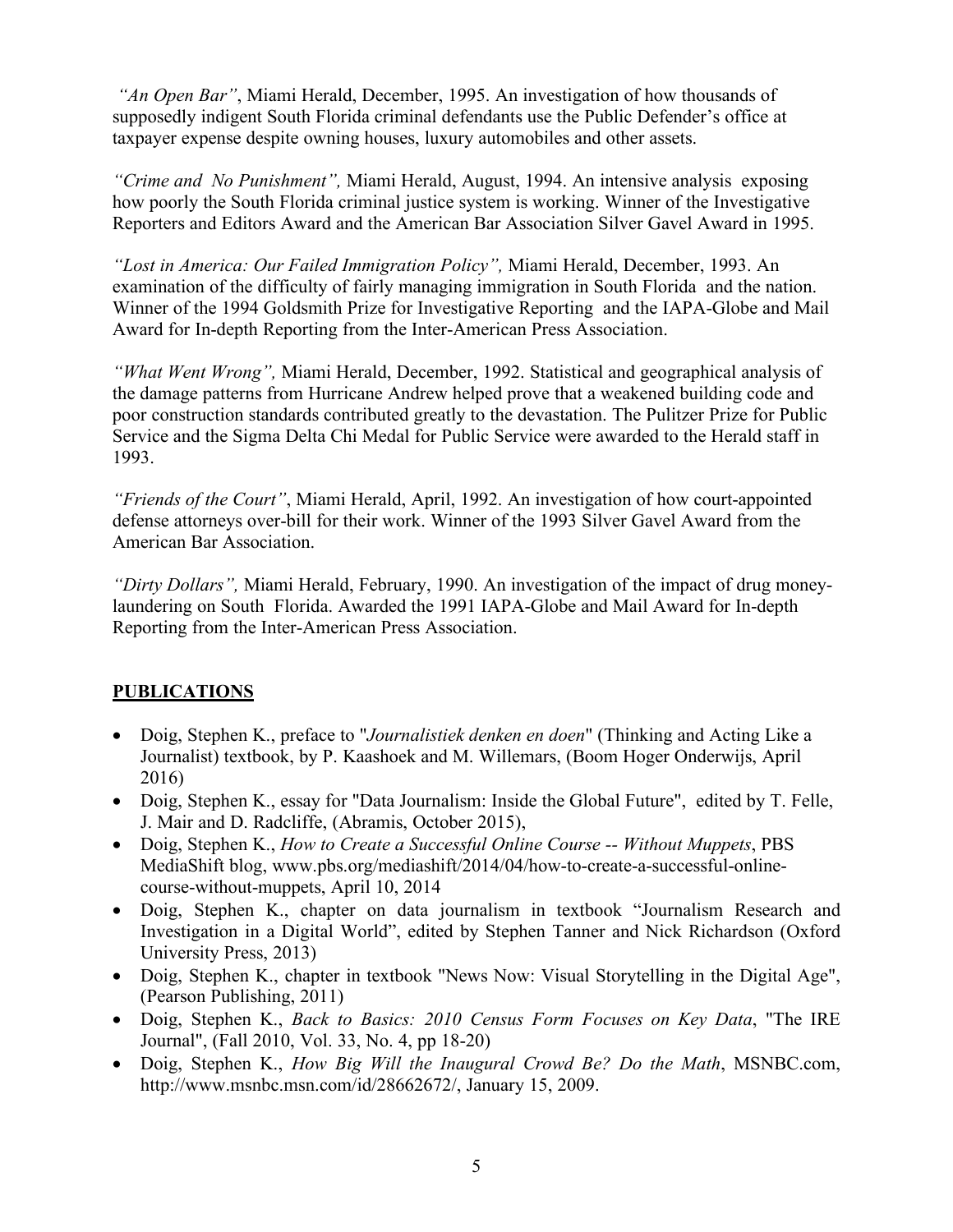*"An Open Bar"*, Miami Herald, December, 1995. An investigation of how thousands of supposedly indigent South Florida criminal defendants use the Public Defender's office at taxpayer expense despite owning houses, luxury automobiles and other assets.

*"Crime and No Punishment",* Miami Herald, August, 1994. An intensive analysis exposing how poorly the South Florida criminal justice system is working. Winner of the Investigative Reporters and Editors Award and the American Bar Association Silver Gavel Award in 1995.

*"Lost in America: Our Failed Immigration Policy",* Miami Herald, December, 1993. An examination of the difficulty of fairly managing immigration in South Florida and the nation. Winner of the 1994 Goldsmith Prize for Investigative Reporting and the IAPA-Globe and Mail Award for In-depth Reporting from the Inter-American Press Association.

*"What Went Wrong",* Miami Herald, December, 1992. Statistical and geographical analysis of the damage patterns from Hurricane Andrew helped prove that a weakened building code and poor construction standards contributed greatly to the devastation. The Pulitzer Prize for Public Service and the Sigma Delta Chi Medal for Public Service were awarded to the Herald staff in 1993.

*"Friends of the Court"*, Miami Herald, April, 1992. An investigation of how court-appointed defense attorneys over-bill for their work. Winner of the 1993 Silver Gavel Award from the American Bar Association.

*"Dirty Dollars",* Miami Herald, February, 1990. An investigation of the impact of drug money-laundering on South Florida. Awarded the 1991 IAPA-Globe and Mail Award for In-depth Reporting from the Inter-American Press Association.

## PUBLICATIONS

- Doig, Stephen K., preface to "*Journalistiek denken en doen*" (Thinking and Acting Like a Journalist) textbook, by P. Kaashoek and M. Willemars, (Boom Hoger Onderwijs, April 2016)
- Doig, Stephen K., essay for "Data Journalism: Inside the Global Future", edited by T. Felle, J. Mair and D. Radcliffe, (Abramis, October 2015),
- Doig, Stephen K., *How to Create a Successful Online Course -- Without Muppets*, PBS MediaShift blog, www.pbs.org/mediashift/2014/04/how-to-create-a-successful-online-course-without-muppets, April 10, 2014
- Doig, Stephen K., chapter on data journalism in textbook "Journalism Research and Investigation in a Digital World", edited by Stephen Tanner and Nick Richardson (Oxford University Press, 2013)
- Doig, Stephen K., chapter in textbook "News Now: Visual Storytelling in the Digital Age", (Pearson Publishing, 2011)
- Doig, Stephen K., *Back to Basics: 2010 Census Form Focuses on Key Data*, "The IRE Journal", (Fall 2010, Vol. 33, No. 4, pp 18-20)
- Doig, Stephen K., *How Big Will the Inaugural Crowd Be? Do the Math*, MSNBC.com, http://www.msnbc.msn.com/id/28662672/, January 15, 2009.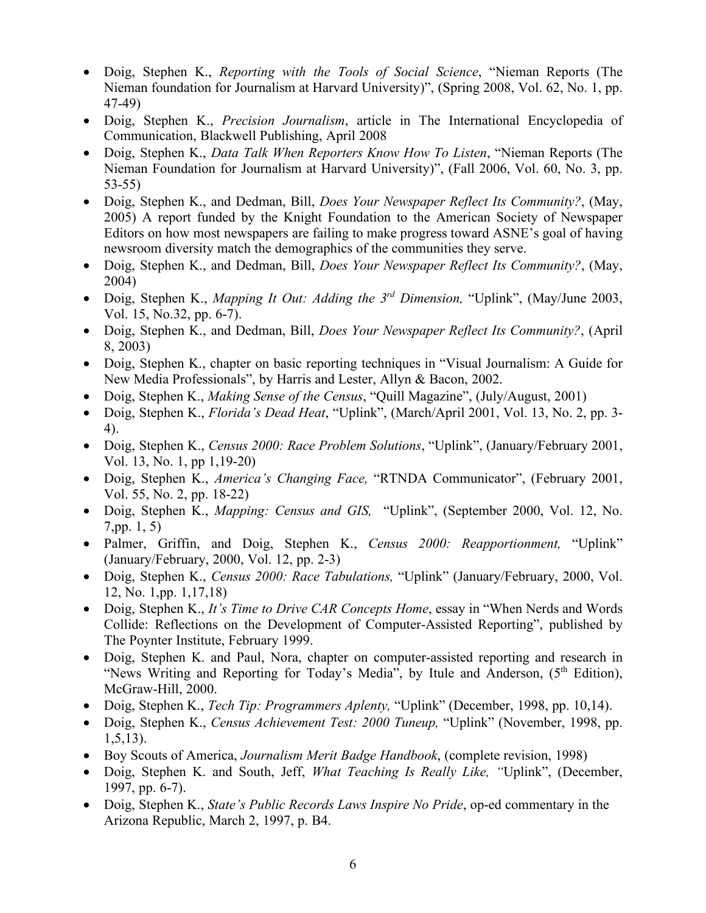- Doig, Stephen K., *Reporting with the Tools of Social Science*, “Nieman Reports (The Nieman foundation for Journalism at Harvard University)”, (Spring 2008, Vol. 62, No. 1, pp. 47-49)
- Doig, Stephen K., *Precision Journalism*, article in The International Encyclopedia of Communication, Blackwell Publishing, April 2008
- Doig, Stephen K., *Data Talk When Reporters Know How To Listen*, “Nieman Reports (The Nieman Foundation for Journalism at Harvard University)”, (Fall 2006, Vol. 60, No. 3, pp. 53-55)
- Doig, Stephen K., and Dedman, Bill, *Does Your Newspaper Reflect Its Community?*, (May, 2005) A report funded by the Knight Foundation to the American Society of Newspaper Editors on how most newspapers are failing to make progress toward ASNE’s goal of having newsroom diversity match the demographics of the communities they serve.
- Doig, Stephen K., and Dedman, Bill, *Does Your Newspaper Reflect Its Community?*, (May, 2004)
- Doig, Stephen K., *Mapping It Out: Adding the 3rd Dimension,* “Uplink”, (May/June 2003, Vol. 15, No.32, pp. 6-7).
- Doig, Stephen K., and Dedman, Bill, *Does Your Newspaper Reflect Its Community?*, (April 8, 2003)
- Doig, Stephen K., chapter on basic reporting techniques in “Visual Journalism: A Guide for New Media Professionals”, by Harris and Lester, Allyn & Bacon, 2002.
- Doig, Stephen K., *Making Sense of the Census*, “Quill Magazine”, (July/August, 2001)
- Doig, Stephen K., *Florida’s Dead Heat*, “Uplink”, (March/April 2001, Vol. 13, No. 2, pp. 3-4).
- Doig, Stephen K., *Census 2000: Race Problem Solutions*, “Uplink”, (January/February 2001, Vol. 13, No. 1, pp 1,19-20)
- Doig, Stephen K., *America’s Changing Face,* “RTNDA Communicator”, (February 2001, Vol. 55, No. 2, pp. 18-22)
- Doig, Stephen K., *Mapping: Census and GIS,* “Uplink”, (September 2000, Vol. 12, No. 7,pp. 1, 5)
- Palmer, Griffin, and Doig, Stephen K., *Census 2000: Reapportionment,* “Uplink” (January/February, 2000, Vol. 12, pp. 2-3)
- Doig, Stephen K., *Census 2000: Race Tabulations,* “Uplink” (January/February, 2000, Vol. 12, No. 1,pp. 1,17,18)
- Doig, Stephen K., *It’s Time to Drive CAR Concepts Home*, essay in “When Nerds and Words Collide: Reflections on the Development of Computer-Assisted Reporting”, published by The Poynter Institute, February 1999.
- Doig, Stephen K. and Paul, Nora, chapter on computer-assisted reporting and research in “News Writing and Reporting for Today’s Media”, by Itule and Anderson, (5th Edition), McGraw-Hill, 2000.
- Doig, Stephen K., *Tech Tip: Programmers Aplenty,* “Uplink” (December, 1998, pp. 10,14).
- Doig, Stephen K., *Census Achievement Test: 2000 Tuneup,* “Uplink” (November, 1998, pp. 1,5,13).
- Boy Scouts of America, *Journalism Merit Badge Handbook*, (complete revision, 1998)
- Doig, Stephen K. and South, Jeff, *What Teaching Is Really Like, “*Uplink”, (December, 1997, pp. 6-7).
- Doig, Stephen K., *State’s Public Records Laws Inspire No Pride*, op-ed commentary in the Arizona Republic, March 2, 1997, p. B4.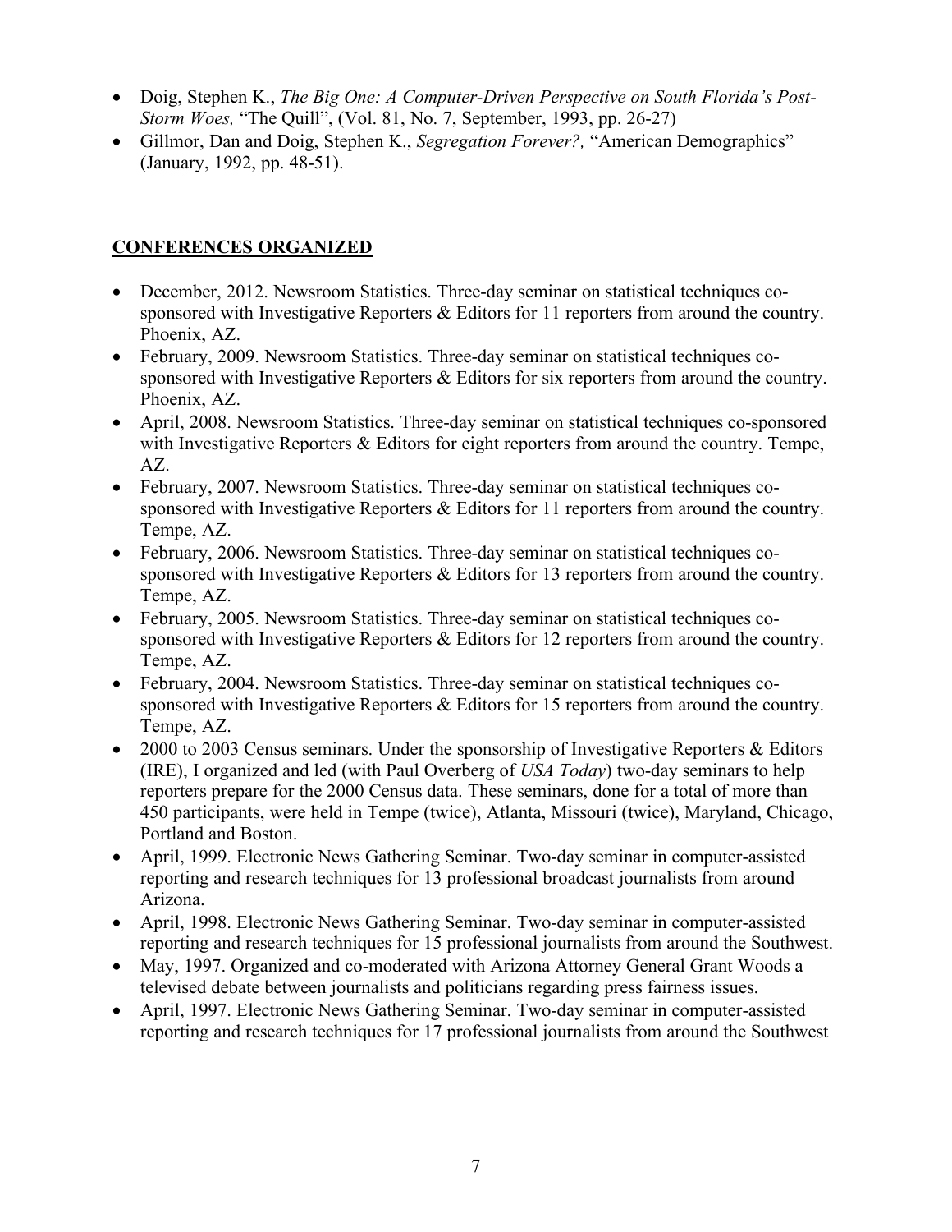- Doig, Stephen K., *The Big One: A Computer-Driven Perspective on South Florida's Post-Storm Woes,* "The Quill", (Vol. 81, No. 7, September, 1993, pp. 26-27)
- Gillmor, Dan and Doig, Stephen K., *Segregation Forever?,* "American Demographics" (January, 1992, pp. 48-51).

## CONFERENCES ORGANIZED

- December, 2012. Newsroom Statistics. Three-day seminar on statistical techniques co-sponsored with Investigative Reporters & Editors for 11 reporters from around the country. Phoenix, AZ.
- February, 2009. Newsroom Statistics. Three-day seminar on statistical techniques co-sponsored with Investigative Reporters & Editors for six reporters from around the country. Phoenix, AZ.
- April, 2008. Newsroom Statistics. Three-day seminar on statistical techniques co-sponsored with Investigative Reporters & Editors for eight reporters from around the country. Tempe, AZ.
- February, 2007. Newsroom Statistics. Three-day seminar on statistical techniques co-sponsored with Investigative Reporters & Editors for 11 reporters from around the country. Tempe, AZ.
- February, 2006. Newsroom Statistics. Three-day seminar on statistical techniques co-sponsored with Investigative Reporters & Editors for 13 reporters from around the country. Tempe, AZ.
- February, 2005. Newsroom Statistics. Three-day seminar on statistical techniques co-sponsored with Investigative Reporters & Editors for 12 reporters from around the country. Tempe, AZ.
- February, 2004. Newsroom Statistics. Three-day seminar on statistical techniques co-sponsored with Investigative Reporters & Editors for 15 reporters from around the country. Tempe, AZ.
- 2000 to 2003 Census seminars. Under the sponsorship of Investigative Reporters & Editors (IRE), I organized and led (with Paul Overberg of *USA Today*) two-day seminars to help reporters prepare for the 2000 Census data. These seminars, done for a total of more than 450 participants, were held in Tempe (twice), Atlanta, Missouri (twice), Maryland, Chicago, Portland and Boston.
- April, 1999. Electronic News Gathering Seminar. Two-day seminar in computer-assisted reporting and research techniques for 13 professional broadcast journalists from around Arizona.
- April, 1998. Electronic News Gathering Seminar. Two-day seminar in computer-assisted reporting and research techniques for 15 professional journalists from around the Southwest.
- May, 1997. Organized and co-moderated with Arizona Attorney General Grant Woods a televised debate between journalists and politicians regarding press fairness issues.
- April, 1997. Electronic News Gathering Seminar. Two-day seminar in computer-assisted reporting and research techniques for 17 professional journalists from around the Southwest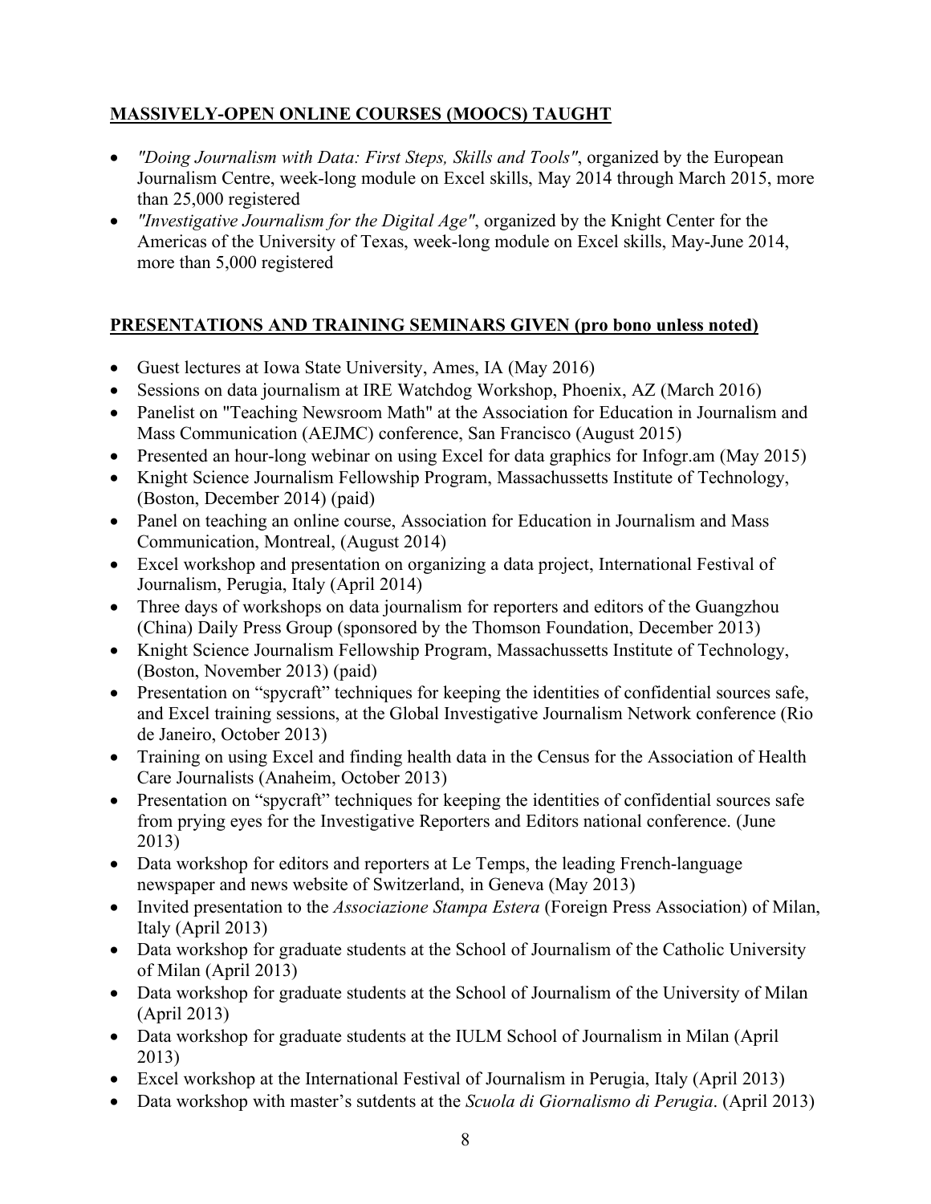## MASSIVELY-OPEN ONLINE COURSES (MOOCS) TAUGHT

- *"Doing Journalism with Data: First Steps, Skills and Tools"*, organized by the European Journalism Centre, week-long module on Excel skills, May 2014 through March 2015, more than 25,000 registered
- *"Investigative Journalism for the Digital Age"*, organized by the Knight Center for the Americas of the University of Texas, week-long module on Excel skills, May-June 2014, more than 5,000 registered

## PRESENTATIONS AND TRAINING SEMINARS GIVEN (pro bono unless noted)

- Guest lectures at Iowa State University, Ames, IA (May 2016)
- Sessions on data journalism at IRE Watchdog Workshop, Phoenix, AZ (March 2016)
- Panelist on "Teaching Newsroom Math" at the Association for Education in Journalism and Mass Communication (AEJMC) conference, San Francisco (August 2015)
- Presented an hour-long webinar on using Excel for data graphics for Infogr.am (May 2015)
- Knight Science Journalism Fellowship Program, Massachussetts Institute of Technology, (Boston, December 2014) (paid)
- Panel on teaching an online course, Association for Education in Journalism and Mass Communication, Montreal, (August 2014)
- Excel workshop and presentation on organizing a data project, International Festival of Journalism, Perugia, Italy (April 2014)
- Three days of workshops on data journalism for reporters and editors of the Guangzhou (China) Daily Press Group (sponsored by the Thomson Foundation, December 2013)
- Knight Science Journalism Fellowship Program, Massachussetts Institute of Technology, (Boston, November 2013) (paid)
- Presentation on "spycraft" techniques for keeping the identities of confidential sources safe, and Excel training sessions, at the Global Investigative Journalism Network conference (Rio de Janeiro, October 2013)
- Training on using Excel and finding health data in the Census for the Association of Health Care Journalists (Anaheim, October 2013)
- Presentation on "spycraft" techniques for keeping the identities of confidential sources safe from prying eyes for the Investigative Reporters and Editors national conference. (June 2013)
- Data workshop for editors and reporters at Le Temps, the leading French-language newspaper and news website of Switzerland, in Geneva (May 2013)
- Invited presentation to the *Associazione Stampa Estera* (Foreign Press Association) of Milan, Italy (April 2013)
- Data workshop for graduate students at the School of Journalism of the Catholic University of Milan (April 2013)
- Data workshop for graduate students at the School of Journalism of the University of Milan (April 2013)
- Data workshop for graduate students at the IULM School of Journalism in Milan (April 2013)
- Excel workshop at the International Festival of Journalism in Perugia, Italy (April 2013)
- Data workshop with master's sutdents at the *Scuola di Giornalismo di Perugia*. (April 2013)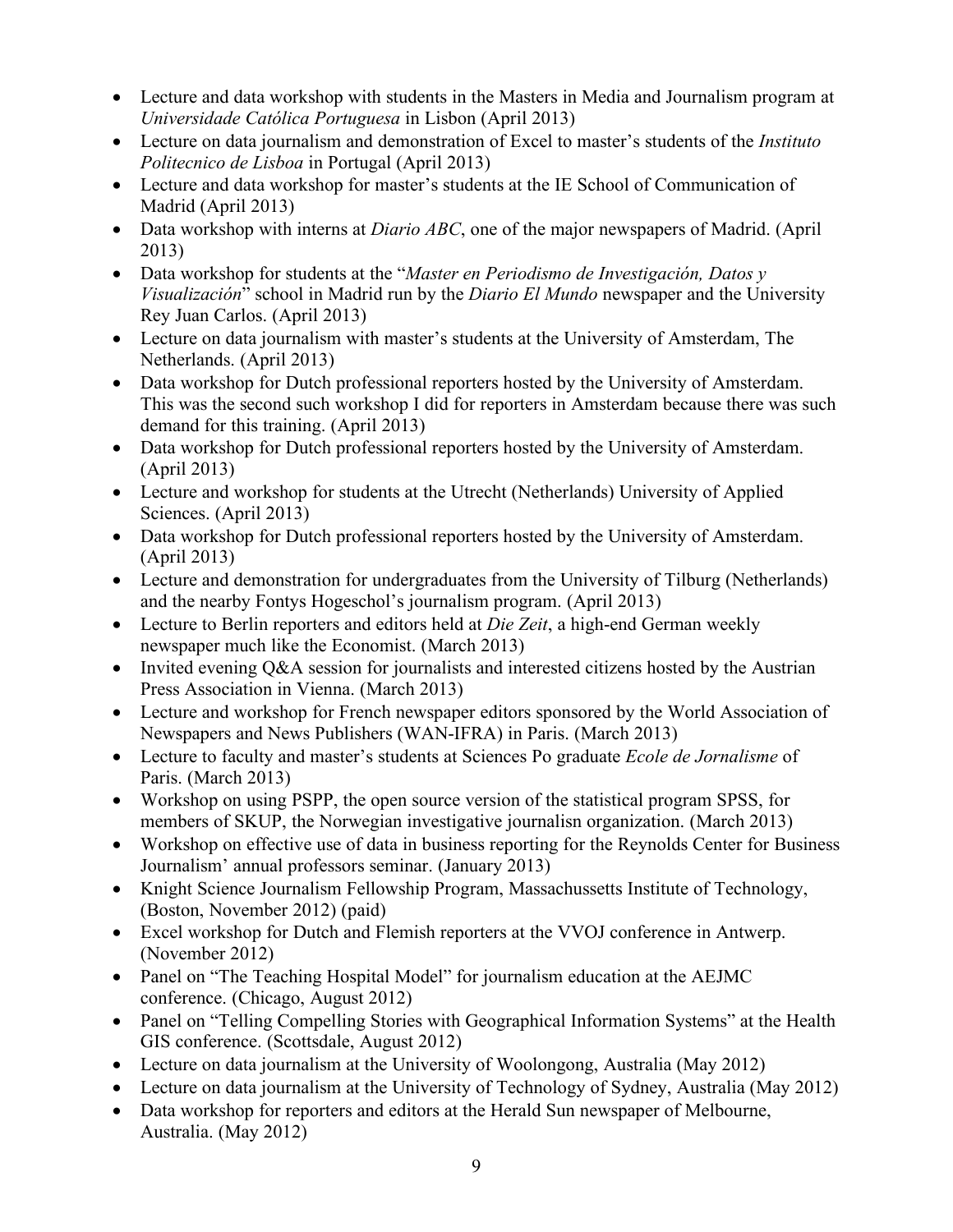- Lecture and data workshop with students in the Masters in Media and Journalism program at *Universidade Católica Portuguesa* in Lisbon (April 2013)
- Lecture on data journalism and demonstration of Excel to master's students of the *Instituto Politecnico de Lisboa* in Portugal (April 2013)
- Lecture and data workshop for master's students at the IE School of Communication of Madrid (April 2013)
- Data workshop with interns at *Diario ABC*, one of the major newspapers of Madrid. (April 2013)
- Data workshop for students at the "*Master en Periodismo de Investigación, Datos y Visualización*" school in Madrid run by the *Diario El Mundo* newspaper and the University Rey Juan Carlos. (April 2013)
- Lecture on data journalism with master's students at the University of Amsterdam, The Netherlands. (April 2013)
- Data workshop for Dutch professional reporters hosted by the University of Amsterdam. This was the second such workshop I did for reporters in Amsterdam because there was such demand for this training. (April 2013)
- Data workshop for Dutch professional reporters hosted by the University of Amsterdam. (April 2013)
- Lecture and workshop for students at the Utrecht (Netherlands) University of Applied Sciences. (April 2013)
- Data workshop for Dutch professional reporters hosted by the University of Amsterdam. (April 2013)
- Lecture and demonstration for undergraduates from the University of Tilburg (Netherlands) and the nearby Fontys Hogeschol's journalism program. (April 2013)
- Lecture to Berlin reporters and editors held at *Die Zeit*, a high-end German weekly newspaper much like the Economist. (March 2013)
- Invited evening Q&A session for journalists and interested citizens hosted by the Austrian Press Association in Vienna. (March 2013)
- Lecture and workshop for French newspaper editors sponsored by the World Association of Newspapers and News Publishers (WAN-IFRA) in Paris. (March 2013)
- Lecture to faculty and master's students at Sciences Po graduate *Ecole de Jornalisme* of Paris. (March 2013)
- Workshop on using PSPP, the open source version of the statistical program SPSS, for members of SKUP, the Norwegian investigative journalisn organization. (March 2013)
- Workshop on effective use of data in business reporting for the Reynolds Center for Business Journalism' annual professors seminar. (January 2013)
- Knight Science Journalism Fellowship Program, Massachussetts Institute of Technology, (Boston, November 2012) (paid)
- Excel workshop for Dutch and Flemish reporters at the VVOJ conference in Antwerp. (November 2012)
- Panel on "The Teaching Hospital Model" for journalism education at the AEJMC conference. (Chicago, August 2012)
- Panel on "Telling Compelling Stories with Geographical Information Systems" at the Health GIS conference. (Scottsdale, August 2012)
- Lecture on data journalism at the University of Woolongong, Australia (May 2012)
- Lecture on data journalism at the University of Technology of Sydney, Australia (May 2012)
- Data workshop for reporters and editors at the Herald Sun newspaper of Melbourne, Australia. (May 2012)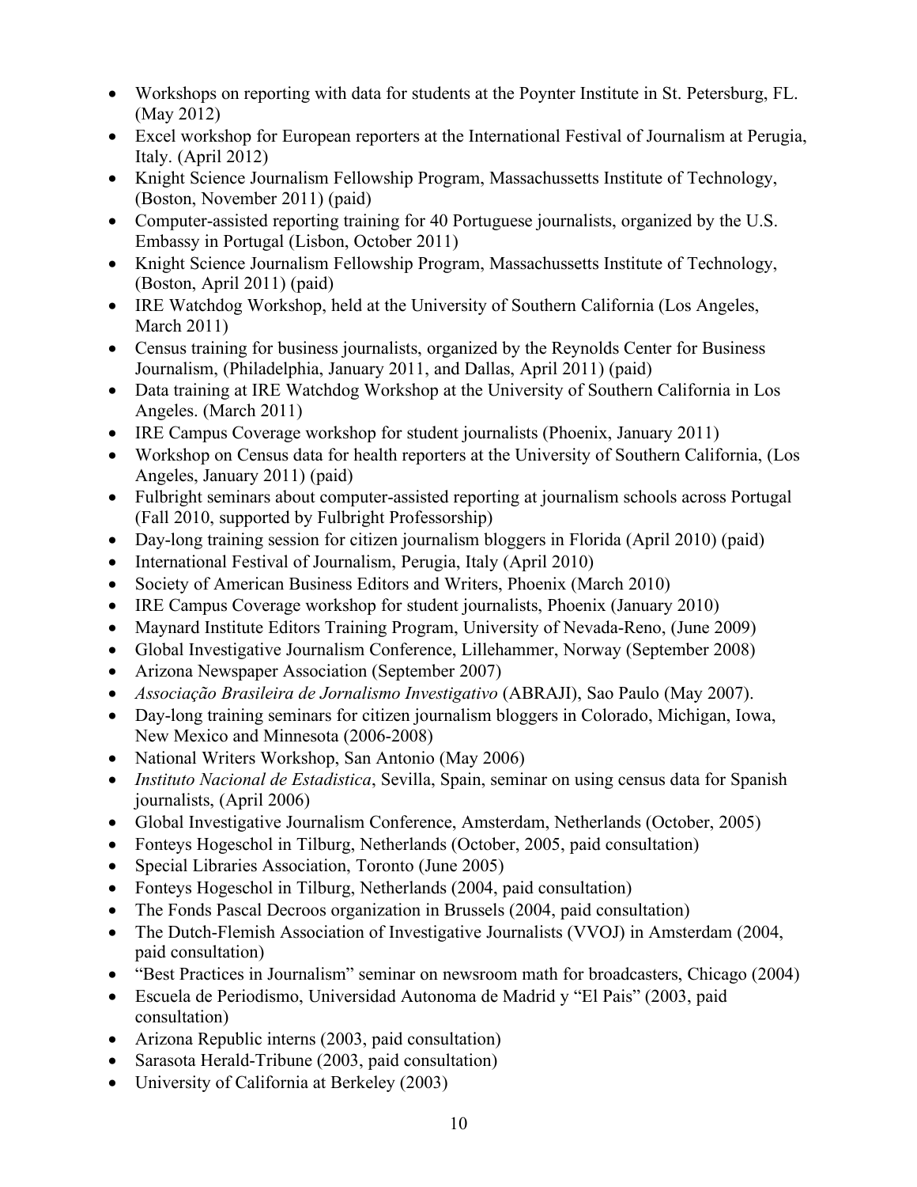- Workshops on reporting with data for students at the Poynter Institute in St. Petersburg, FL. (May 2012)
- Excel workshop for European reporters at the International Festival of Journalism at Perugia, Italy. (April 2012)
- Knight Science Journalism Fellowship Program, Massachussetts Institute of Technology, (Boston, November 2011) (paid)
- Computer-assisted reporting training for 40 Portuguese journalists, organized by the U.S. Embassy in Portugal (Lisbon, October 2011)
- Knight Science Journalism Fellowship Program, Massachussetts Institute of Technology, (Boston, April 2011) (paid)
- IRE Watchdog Workshop, held at the University of Southern California (Los Angeles, March 2011)
- Census training for business journalists, organized by the Reynolds Center for Business Journalism, (Philadelphia, January 2011, and Dallas, April 2011) (paid)
- Data training at IRE Watchdog Workshop at the University of Southern California in Los Angeles. (March 2011)
- IRE Campus Coverage workshop for student journalists (Phoenix, January 2011)
- Workshop on Census data for health reporters at the University of Southern California, (Los Angeles, January 2011) (paid)
- Fulbright seminars about computer-assisted reporting at journalism schools across Portugal (Fall 2010, supported by Fulbright Professorship)
- Day-long training session for citizen journalism bloggers in Florida (April 2010) (paid)
- International Festival of Journalism, Perugia, Italy (April 2010)
- Society of American Business Editors and Writers, Phoenix (March 2010)
- IRE Campus Coverage workshop for student journalists, Phoenix (January 2010)
- Maynard Institute Editors Training Program, University of Nevada-Reno, (June 2009)
- Global Investigative Journalism Conference, Lillehammer, Norway (September 2008)
- Arizona Newspaper Association (September 2007)
- *Associação Brasileira de Jornalismo Investigativo* (ABRAJI), Sao Paulo (May 2007).
- Day-long training seminars for citizen journalism bloggers in Colorado, Michigan, Iowa, New Mexico and Minnesota (2006-2008)
- National Writers Workshop, San Antonio (May 2006)
- *Instituto Nacional de Estadistica*, Sevilla, Spain, seminar on using census data for Spanish journalists, (April 2006)
- Global Investigative Journalism Conference, Amsterdam, Netherlands (October, 2005)
- Fonteys Hogeschol in Tilburg, Netherlands (October, 2005, paid consultation)
- Special Libraries Association, Toronto (June 2005)
- Fonteys Hogeschol in Tilburg, Netherlands (2004, paid consultation)
- The Fonds Pascal Decroos organization in Brussels (2004, paid consultation)
- The Dutch-Flemish Association of Investigative Journalists (VVOJ) in Amsterdam (2004, paid consultation)
- "Best Practices in Journalism" seminar on newsroom math for broadcasters, Chicago (2004)
- Escuela de Periodismo, Universidad Autonoma de Madrid y "El Pais" (2003, paid consultation)
- Arizona Republic interns (2003, paid consultation)
- Sarasota Herald-Tribune (2003, paid consultation)
- University of California at Berkeley (2003)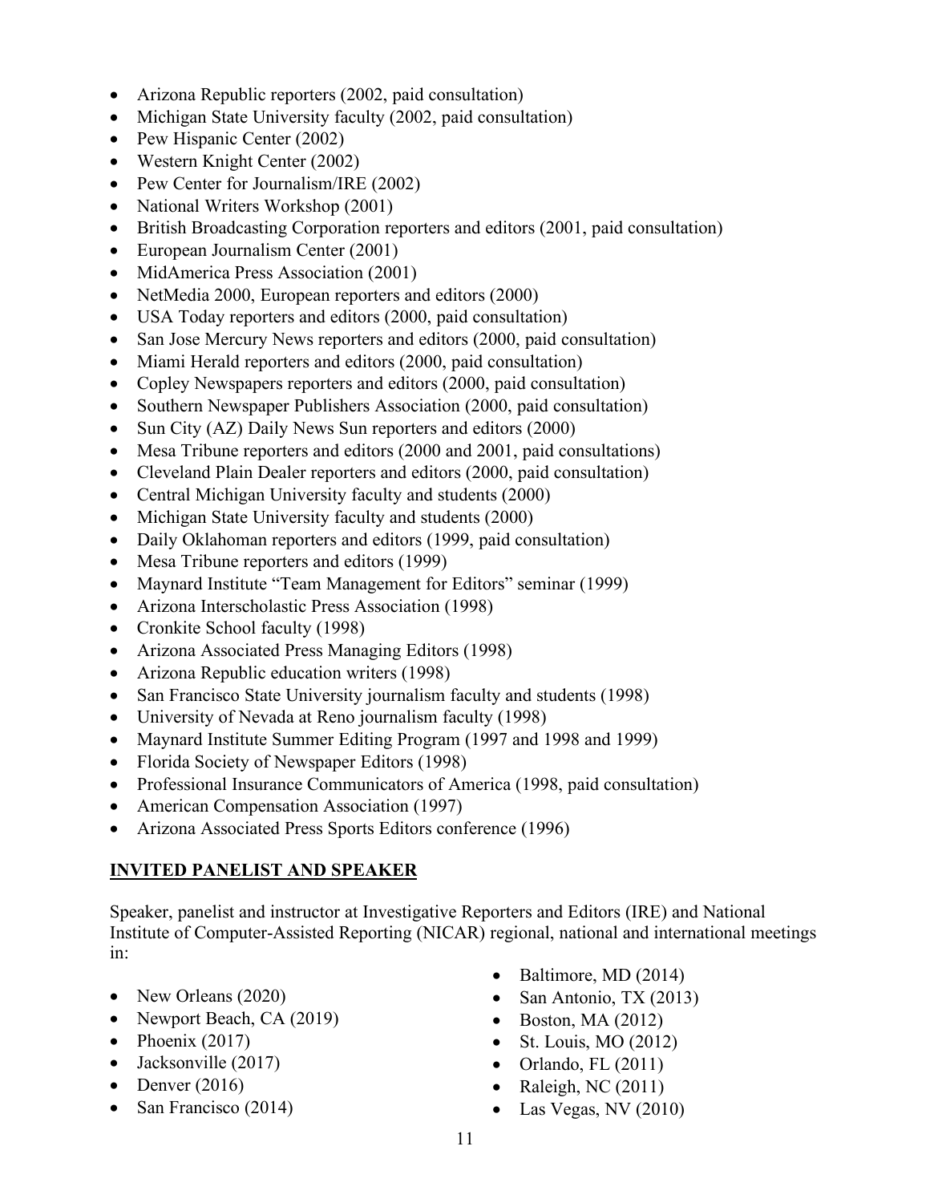- Arizona Republic reporters (2002, paid consultation)
- Michigan State University faculty (2002, paid consultation)
- Pew Hispanic Center (2002)
- Western Knight Center (2002)
- Pew Center for Journalism/IRE (2002)
- National Writers Workshop (2001)
- British Broadcasting Corporation reporters and editors (2001, paid consultation)
- European Journalism Center (2001)
- MidAmerica Press Association (2001)
- NetMedia 2000, European reporters and editors (2000)
- USA Today reporters and editors (2000, paid consultation)
- San Jose Mercury News reporters and editors (2000, paid consultation)
- Miami Herald reporters and editors (2000, paid consultation)
- Copley Newspapers reporters and editors (2000, paid consultation)
- Southern Newspaper Publishers Association (2000, paid consultation)
- Sun City (AZ) Daily News Sun reporters and editors (2000)
- Mesa Tribune reporters and editors (2000 and 2001, paid consultations)
- Cleveland Plain Dealer reporters and editors (2000, paid consultation)
- Central Michigan University faculty and students (2000)
- Michigan State University faculty and students (2000)
- Daily Oklahoman reporters and editors (1999, paid consultation)
- Mesa Tribune reporters and editors (1999)
- Maynard Institute "Team Management for Editors" seminar (1999)
- Arizona Interscholastic Press Association (1998)
- Cronkite School faculty (1998)
- Arizona Associated Press Managing Editors (1998)
- Arizona Republic education writers (1998)
- San Francisco State University journalism faculty and students (1998)
- University of Nevada at Reno journalism faculty (1998)
- Maynard Institute Summer Editing Program (1997 and 1998 and 1999)
- Florida Society of Newspaper Editors (1998)
- Professional Insurance Communicators of America (1998, paid consultation)
- American Compensation Association (1997)
- Arizona Associated Press Sports Editors conference (1996)

## INVITED PANELIST AND SPEAKER

Speaker, panelist and instructor at Investigative Reporters and Editors (IRE) and National Institute of Computer-Assisted Reporting (NICAR) regional, national and international meetings in:

- New Orleans (2020)
- Newport Beach, CA (2019)
- Phoenix (2017)
- Jacksonville (2017)
- Denver (2016)
- San Francisco (2014)
- Baltimore, MD (2014)
- San Antonio, TX (2013)
- Boston, MA (2012)
- St. Louis, MO (2012)
- Orlando, FL (2011)
- Raleigh, NC (2011)
- Las Vegas, NV (2010)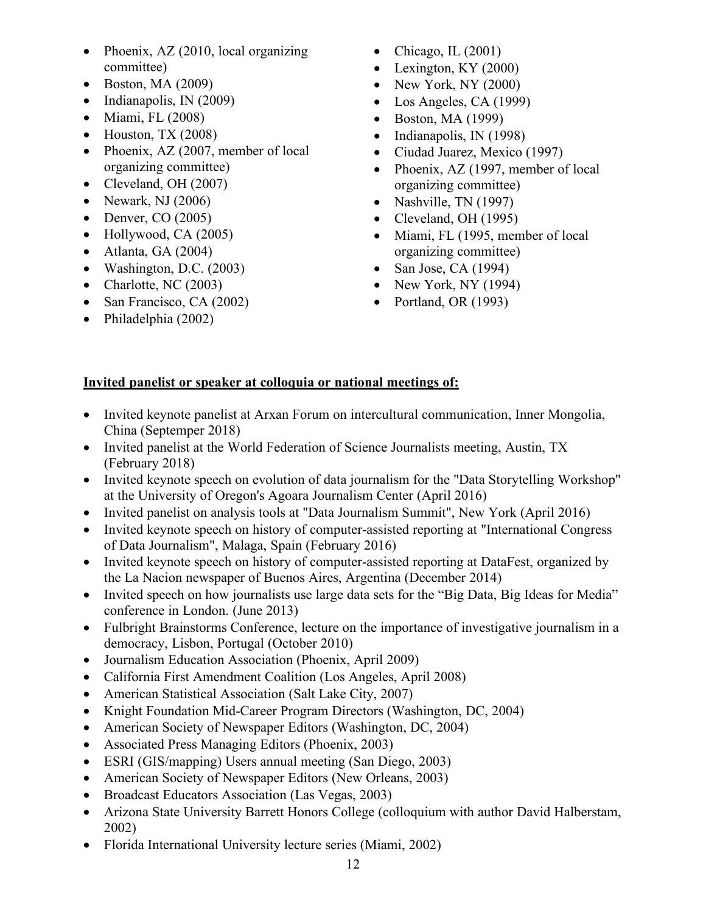- Phoenix, AZ (2010, local organizing committee)
- Boston, MA (2009)
- Indianapolis, IN (2009)
- Miami, FL (2008)
- Houston, TX (2008)
- Phoenix, AZ (2007, member of local organizing committee)
- Cleveland, OH (2007)
- Newark, NJ (2006)
- Denver, CO (2005)
- Hollywood, CA (2005)
- Atlanta, GA (2004)
- Washington, D.C. (2003)
- Charlotte, NC (2003)
- San Francisco, CA (2002)
- Philadelphia (2002)
- Chicago, IL (2001)
- Lexington, KY (2000)
- New York, NY (2000)
- Los Angeles, CA (1999)
- Boston, MA (1999)
- Indianapolis, IN (1998)
- Ciudad Juarez, Mexico (1997)
- Phoenix, AZ (1997, member of local organizing committee)
- Nashville, TN (1997)
- Cleveland, OH (1995)
- Miami, FL (1995, member of local organizing committee)
- San Jose, CA (1994)
- New York, NY (1994)
- Portland, OR (1993)

**Invited panelist or speaker at colloquia or national meetings of:**

- Invited keynote panelist at Arxan Forum on intercultural communication, Inner Mongolia, China (Septemper 2018)
- Invited panelist at the World Federation of Science Journalists meeting, Austin, TX (February 2018)
- Invited keynote speech on evolution of data journalism for the "Data Storytelling Workshop" at the University of Oregon's Agoara Journalism Center (April 2016)
- Invited panelist on analysis tools at "Data Journalism Summit", New York (April 2016)
- Invited keynote speech on history of computer-assisted reporting at "International Congress of Data Journalism", Malaga, Spain (February 2016)
- Invited keynote speech on history of computer-assisted reporting at DataFest, organized by the La Nacion newspaper of Buenos Aires, Argentina (December 2014)
- Invited speech on how journalists use large data sets for the "Big Data, Big Ideas for Media" conference in London. (June 2013)
- Fulbright Brainstorms Conference, lecture on the importance of investigative journalism in a democracy, Lisbon, Portugal (October 2010)
- Journalism Education Association (Phoenix, April 2009)
- California First Amendment Coalition (Los Angeles, April 2008)
- American Statistical Association (Salt Lake City, 2007)
- Knight Foundation Mid-Career Program Directors (Washington, DC, 2004)
- American Society of Newspaper Editors (Washington, DC, 2004)
- Associated Press Managing Editors (Phoenix, 2003)
- ESRI (GIS/mapping) Users annual meeting (San Diego, 2003)
- American Society of Newspaper Editors (New Orleans, 2003)
- Broadcast Educators Association (Las Vegas, 2003)
- Arizona State University Barrett Honors College (colloquium with author David Halberstam, 2002)
- Florida International University lecture series (Miami, 2002)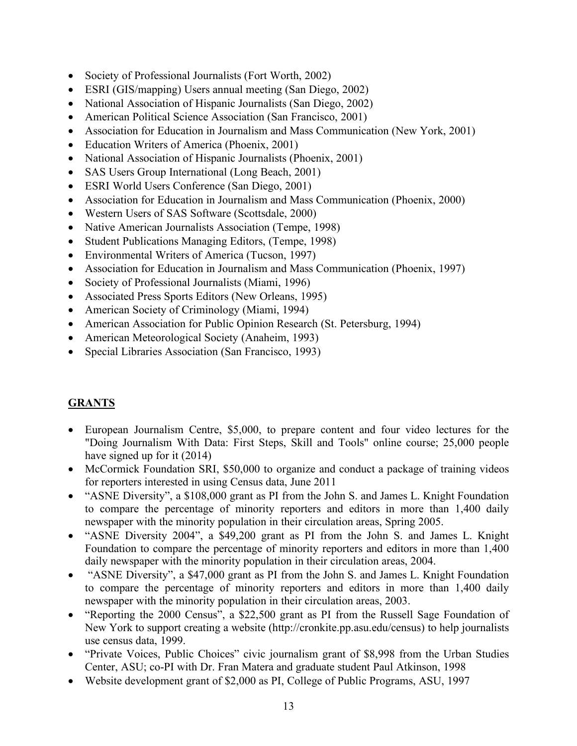- Society of Professional Journalists (Fort Worth, 2002)
- ESRI (GIS/mapping) Users annual meeting (San Diego, 2002)
- National Association of Hispanic Journalists (San Diego, 2002)
- American Political Science Association (San Francisco, 2001)
- Association for Education in Journalism and Mass Communication (New York, 2001)
- Education Writers of America (Phoenix, 2001)
- National Association of Hispanic Journalists (Phoenix, 2001)
- SAS Users Group International (Long Beach, 2001)
- ESRI World Users Conference (San Diego, 2001)
- Association for Education in Journalism and Mass Communication (Phoenix, 2000)
- Western Users of SAS Software (Scottsdale, 2000)
- Native American Journalists Association (Tempe, 1998)
- Student Publications Managing Editors, (Tempe, 1998)
- Environmental Writers of America (Tucson, 1997)
- Association for Education in Journalism and Mass Communication (Phoenix, 1997)
- Society of Professional Journalists (Miami, 1996)
- Associated Press Sports Editors (New Orleans, 1995)
- American Society of Criminology (Miami, 1994)
- American Association for Public Opinion Research (St. Petersburg, 1994)
- American Meteorological Society (Anaheim, 1993)
- Special Libraries Association (San Francisco, 1993)

## GRANTS

- European Journalism Centre, $5,000, to prepare content and four video lectures for the "Doing Journalism With Data: First Steps, Skill and Tools" online course; 25,000 people have signed up for it (2014)
- McCormick Foundation SRI, $50,000 to organize and conduct a package of training videos for reporters interested in using Census data, June 2011
- "ASNE Diversity", a $108,000 grant as PI from the John S. and James L. Knight Foundation to compare the percentage of minority reporters and editors in more than 1,400 daily newspaper with the minority population in their circulation areas, Spring 2005.
- "ASNE Diversity 2004", a $49,200 grant as PI from the John S. and James L. Knight Foundation to compare the percentage of minority reporters and editors in more than 1,400 daily newspaper with the minority population in their circulation areas, 2004.
- "ASNE Diversity", a $47,000 grant as PI from the John S. and James L. Knight Foundation to compare the percentage of minority reporters and editors in more than 1,400 daily newspaper with the minority population in their circulation areas, 2003.
- "Reporting the 2000 Census", a $22,500 grant as PI from the Russell Sage Foundation of New York to support creating a website (http://cronkite.pp.asu.edu/census) to help journalists use census data, 1999.
- "Private Voices, Public Choices" civic journalism grant of $8,998 from the Urban Studies Center, ASU; co-PI with Dr. Fran Matera and graduate student Paul Atkinson, 1998
- Website development grant of $2,000 as PI, College of Public Programs, ASU, 1997